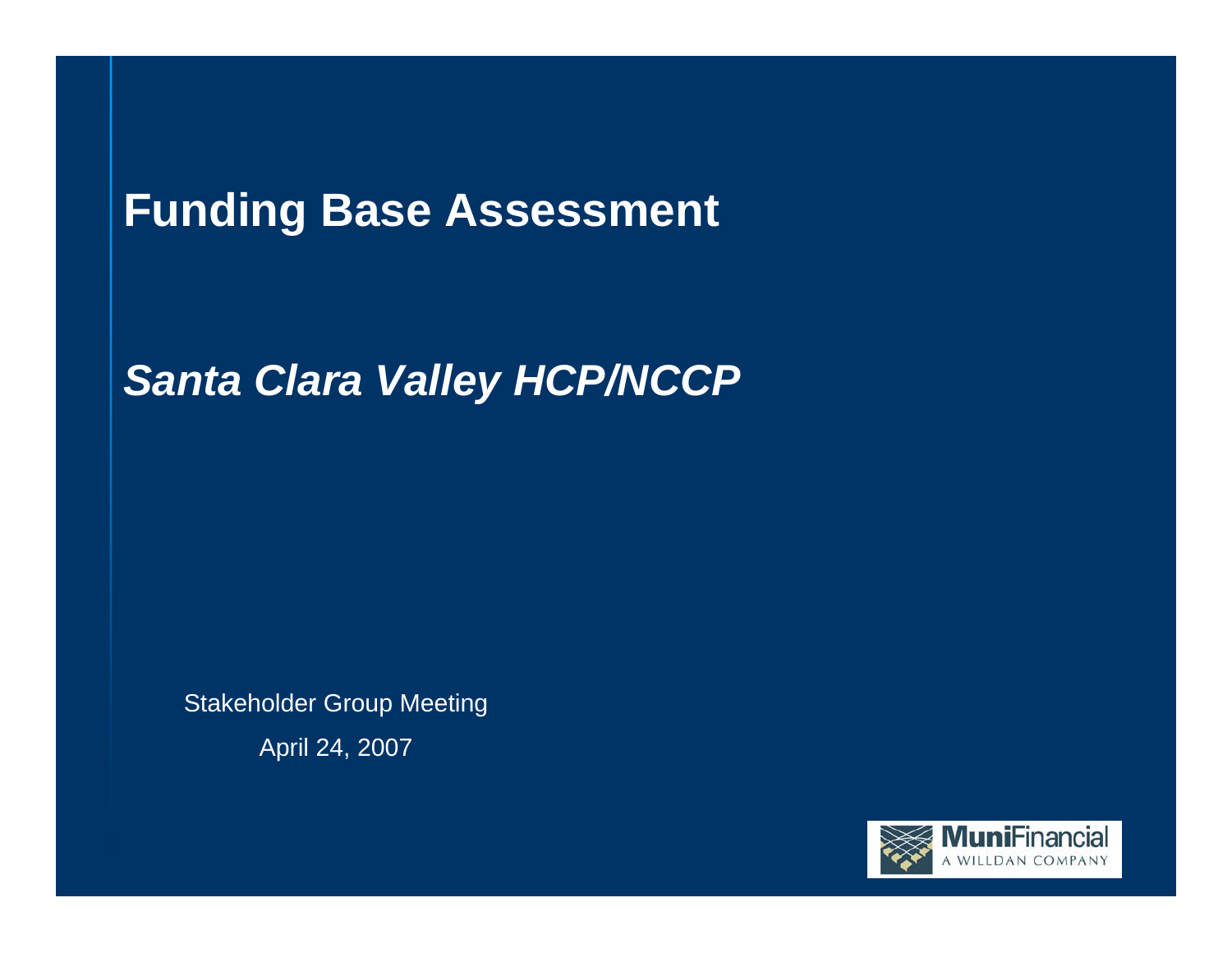# Funding Base Assessment

## *Santa Clara Valley HCP/NCCP*

Stakeholder Group Meeting

April 24, 2007

MuniFinancial
A WILLDAN COMPANY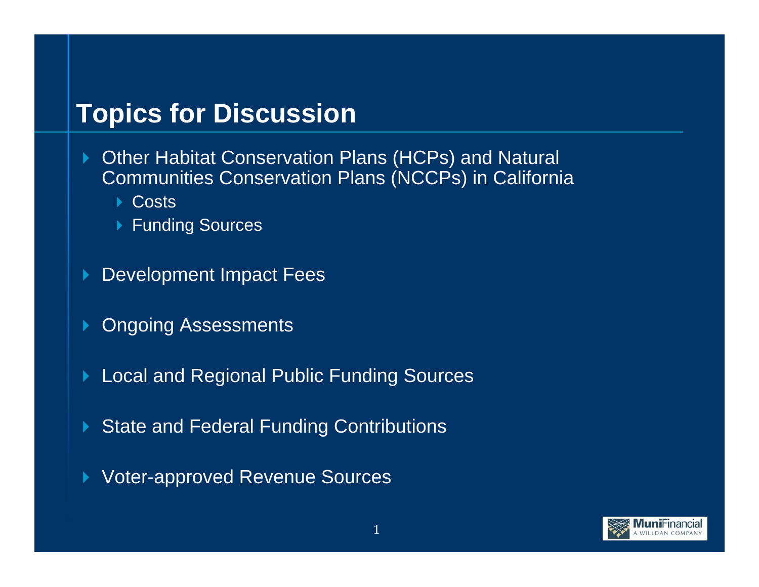# Topics for Discussion

- Other Habitat Conservation Plans (HCPs) and Natural Communities Conservation Plans (NCCPs) in California
  - Costs
  - Funding Sources
- Development Impact Fees
- Ongoing Assessments
- Local and Regional Public Funding Sources
- State and Federal Funding Contributions
- Voter-approved Revenue Sources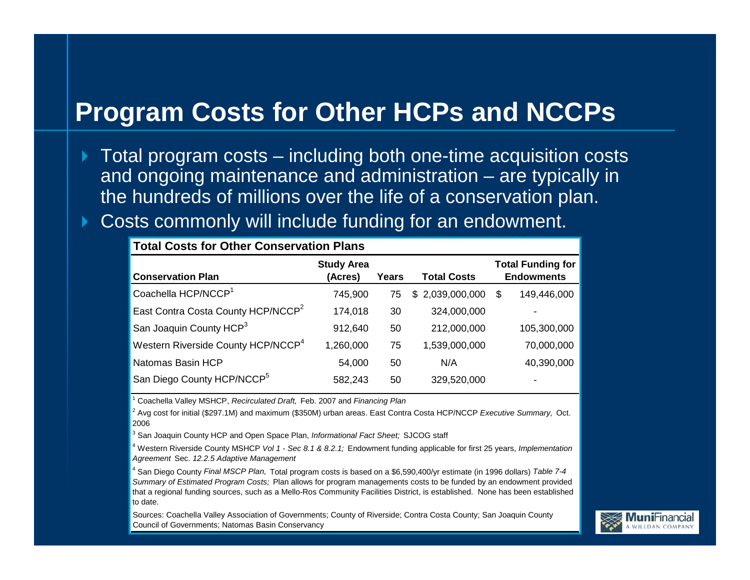# Program Costs for Other HCPs and NCCPs

- Total program costs – including both one-time acquisition costs and ongoing maintenance and administration – are typically in the hundreds of millions over the life of a conservation plan.
- Costs commonly will include funding for an endowment.

**Total Costs for Other Conservation Plans**

| Conservation Plan | Study Area (Acres) | Years | Total Costs | Total Funding for Endowments |
|---|---|---|---|---|
| Coachella HCP/NCCP[1] | 745,900 | 75 | $ 2,039,000,000 | $ 149,446,000 |
| East Contra Costa County HCP/NCCP[2] | 174,018 | 30 | 324,000,000 | - |
| San Joaquin County HCP[3] | 912,640 | 50 | 212,000,000 | 105,300,000 |
| Western Riverside County HCP/NCCP[4] | 1,260,000 | 75 | 1,539,000,000 | 70,000,000 |
| Natomas Basin HCP | 54,000 | 50 | N/A | 40,390,000 |
| San Diego County HCP/NCCP[5] | 582,243 | 50 | 329,520,000 | - |

[1] Coachella Valley MSHCP, *Recirculated Draft,* Feb. 2007 and *Financing Plan*

[2] Avg cost for initial ($297.1M) and maximum ($350M) urban areas. East Contra Costa HCP/NCCP *Executive Summary,* Oct. 2006

[3] San Joaquin County HCP and Open Space Plan, *Informational Fact Sheet;* SJCOG staff

[4] Western Riverside County MSHCP *Vol 1 - Sec 8.1 & 8.2.1;* Endowment funding applicable for first 25 years, *Implementation Agreement* Sec. *12.2.5 Adaptive Management*

[4] San Diego County *Final MSCP Plan,* Total program costs is based on a $6,590,400/yr estimate (in 1996 dollars) *Table 7-4 Summary of Estimated Program Costs;* Plan allows for program managements costs to be funded by an endowment provided that a regional funding sources, such as a Mello-Ros Community Facilities District, is established. None has been established to date.

Sources: Coachella Valley Association of Governments; County of Riverside; Contra Costa County; San Joaquin County Council of Governments; Natomas Basin Conservancy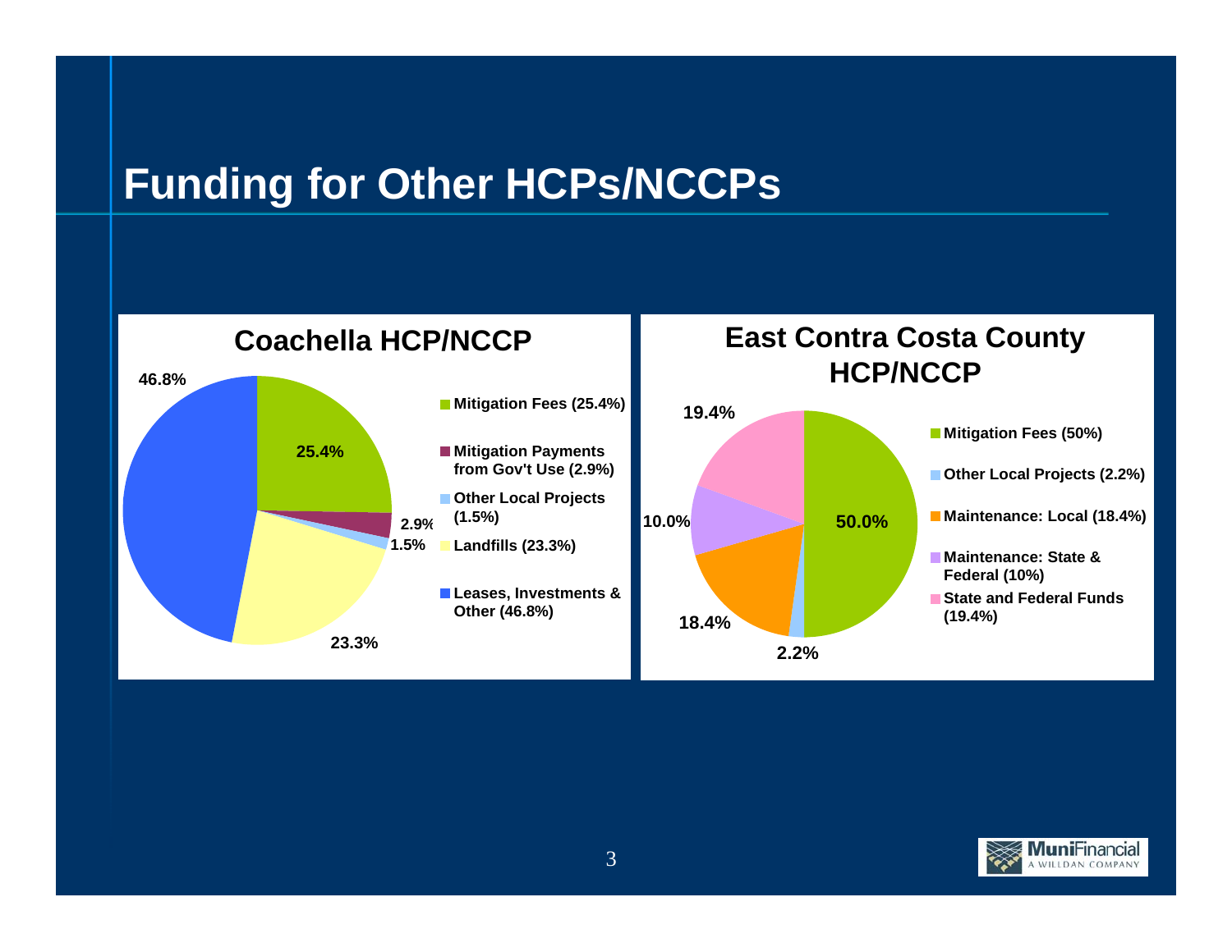# Funding for Other HCPs/NCCPs

## Coachella HCP/NCCP

- Mitigation Fees (25.4%)
- Mitigation Payments from Gov't Use (2.9%)
- Other Local Projects (1.5%)
- Landfills (23.3%)
- Leases, Investments & Other (46.8%)

## East Contra Costa County HCP/NCCP

- Mitigation Fees (50%)
- Other Local Projects (2.2%)
- Maintenance: Local (18.4%)
- Maintenance: State & Federal (10%)
- State and Federal Funds (19.4%)

MuniFinancial
A WILLDAN COMPANY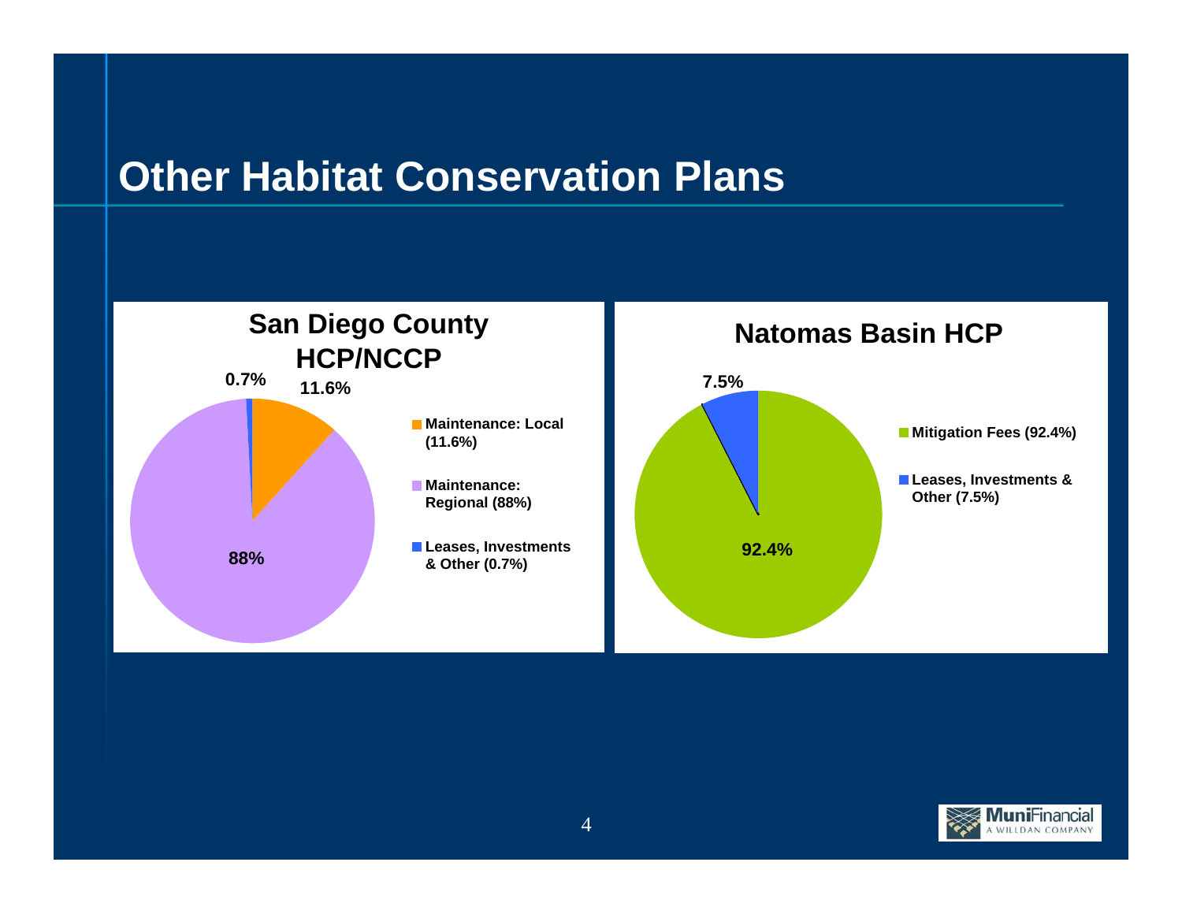# Other Habitat Conservation Plans

## San Diego County HCP/NCCP

- Maintenance: Local (11.6%)
- Maintenance: Regional (88%)
- Leases, Investments & Other (0.7%)

## Natomas Basin HCP

- Mitigation Fees (92.4%)
- Leases, Investments & Other (7.5%)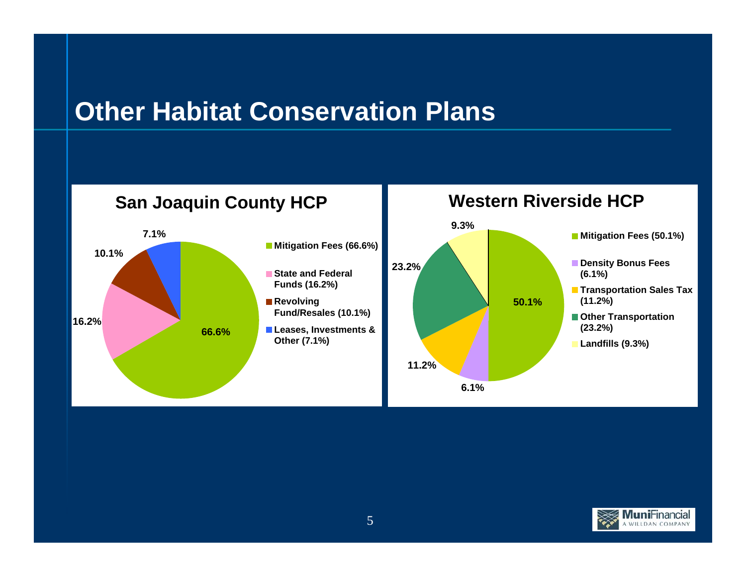# Other Habitat Conservation Plans

## San Joaquin County HCP

- Mitigation Fees (66.6%)
- State and Federal Funds (16.2%)
- Revolving Fund/Resales (10.1%)
- Leases, Investments & Other (7.1%)

## Western Riverside HCP

- Mitigation Fees (50.1%)
- Density Bonus Fees (6.1%)
- Transportation Sales Tax (11.2%)
- Other Transportation (23.2%)
- Landfills (9.3%)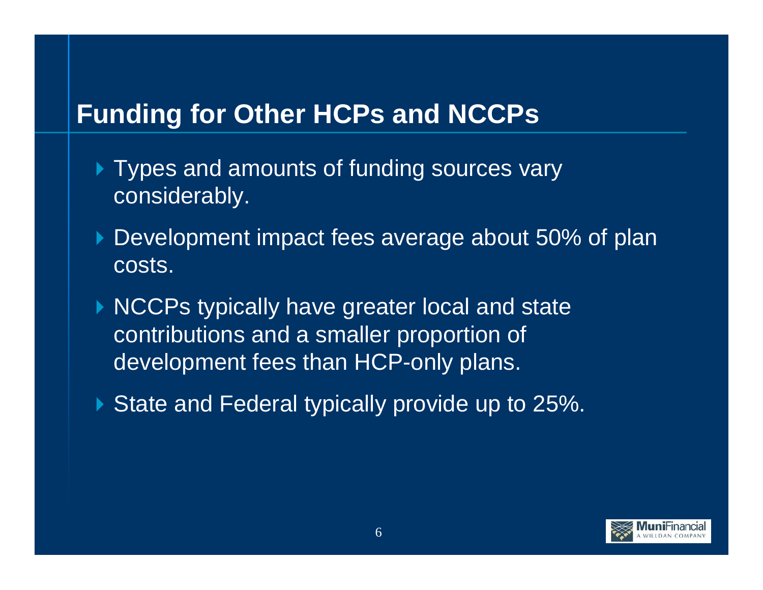# Funding for Other HCPs and NCCPs

- Types and amounts of funding sources vary considerably.
- Development impact fees average about 50% of plan costs.
- NCCPs typically have greater local and state contributions and a smaller proportion of development fees than HCP-only plans.
- State and Federal typically provide up to 25%.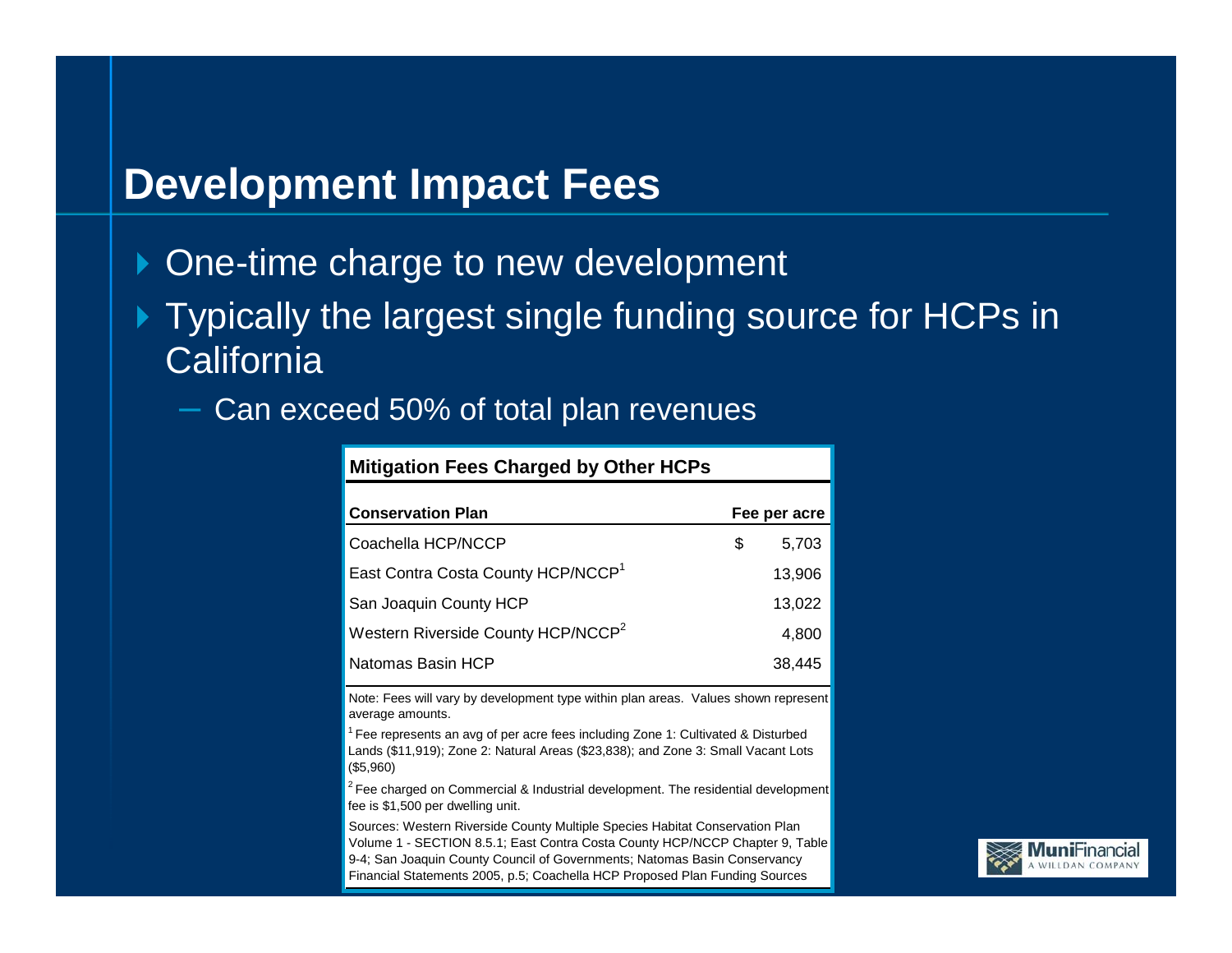## Development Impact Fees

- One-time charge to new development
- Typically the largest single funding source for HCPs in California
  - Can exceed 50% of total plan revenues

**Mitigation Fees Charged by Other HCPs**

| Conservation Plan | Fee per acre |
|---|---|
| Coachella HCP/NCCP | $ 5,703 |
| East Contra Costa County HCP/NCCP[1] | 13,906 |
| San Joaquin County HCP | 13,022 |
| Western Riverside County HCP/NCCP[2] | 4,800 |
| Natomas Basin HCP | 38,445 |

Note: Fees will vary by development type within plan areas. Values shown represent average amounts.

[1] Fee represents an avg of per acre fees including Zone 1: Cultivated & Disturbed Lands ($11,919); Zone 2: Natural Areas ($23,838); and Zone 3: Small Vacant Lots ($5,960)

[2] Fee charged on Commercial & Industrial development. The residential development fee is $1,500 per dwelling unit.

Sources: Western Riverside County Multiple Species Habitat Conservation Plan Volume 1 - SECTION 8.5.1; East Contra Costa County HCP/NCCP Chapter 9, Table 9-4; San Joaquin County Council of Governments; Natomas Basin Conservancy Financial Statements 2005, p.5; Coachella HCP Proposed Plan Funding Sources

MuniFinancial
A WILLDAN COMPANY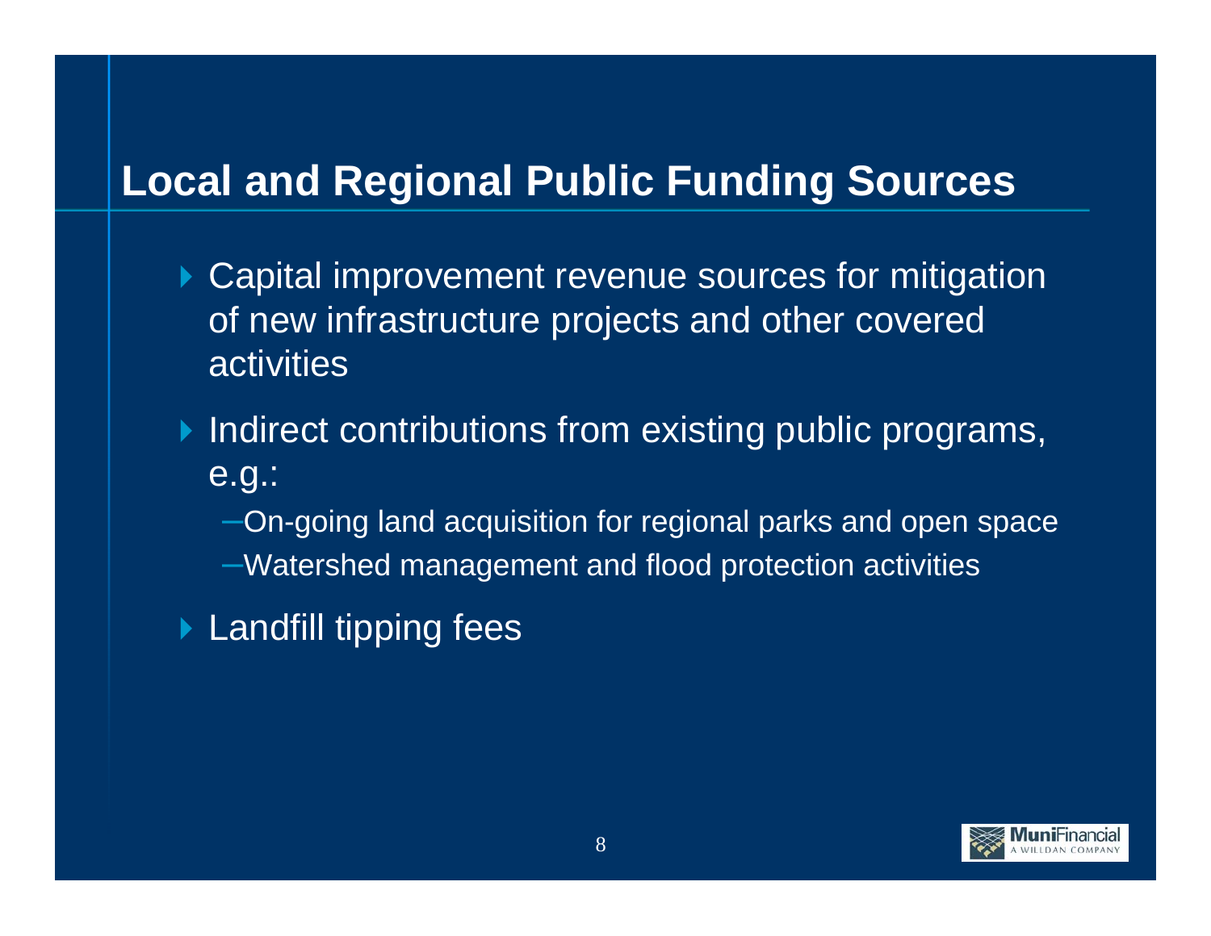# Local and Regional Public Funding Sources

- Capital improvement revenue sources for mitigation of new infrastructure projects and other covered activities
- Indirect contributions from existing public programs, e.g.:
  - On-going land acquisition for regional parks and open space
  - Watershed management and flood protection activities
- Landfill tipping fees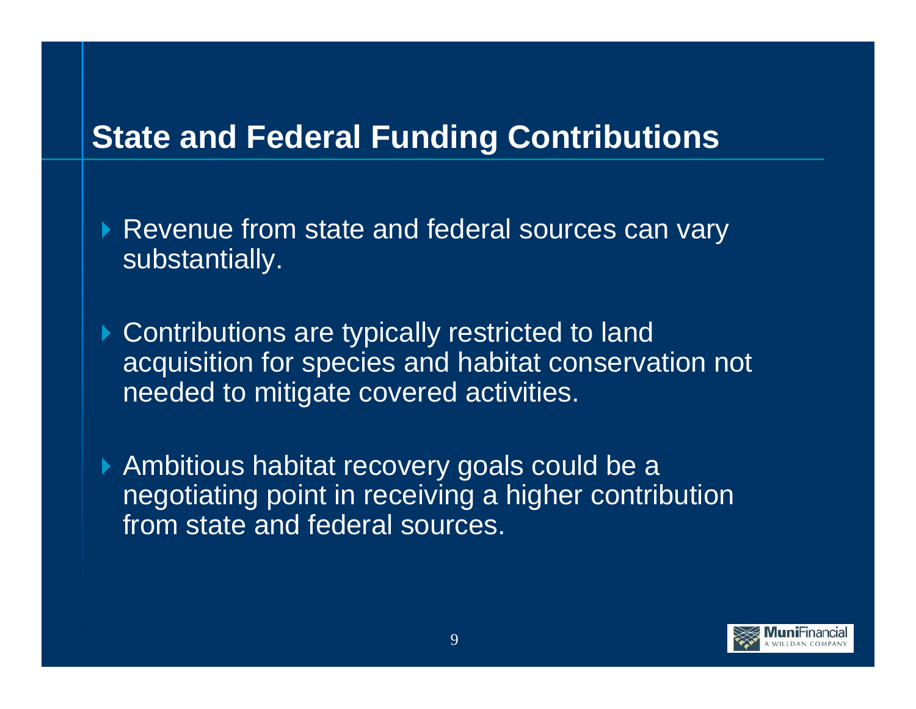## State and Federal Funding Contributions

- Revenue from state and federal sources can vary substantially.
- Contributions are typically restricted to land acquisition for species and habitat conservation not needed to mitigate covered activities.
- Ambitious habitat recovery goals could be a negotiating point in receiving a higher contribution from state and federal sources.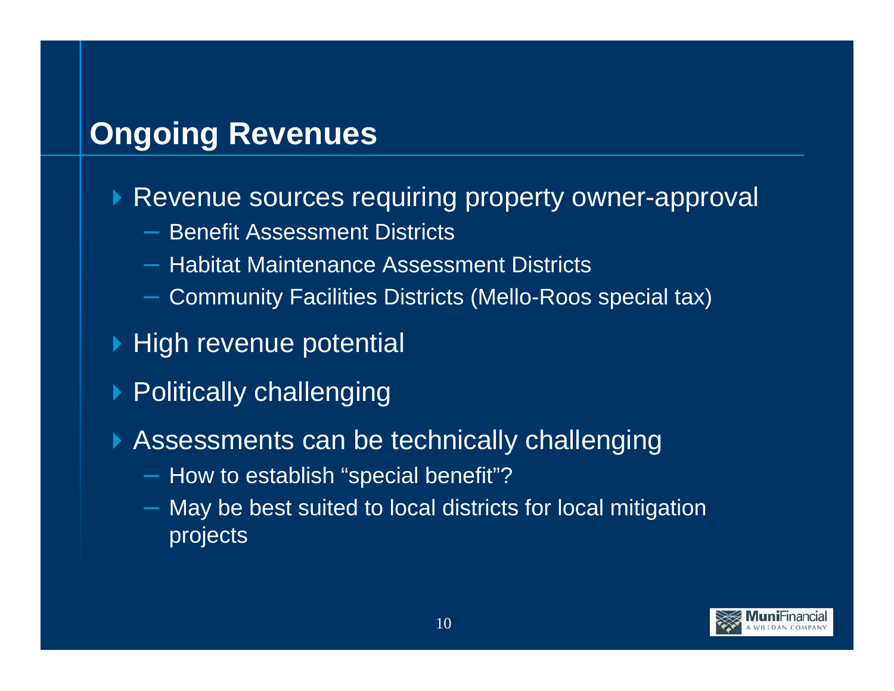# Ongoing Revenues

- Revenue sources requiring property owner-approval
  - Benefit Assessment Districts
  - Habitat Maintenance Assessment Districts
  - Community Facilities Districts (Mello-Roos special tax)
- High revenue potential
- Politically challenging
- Assessments can be technically challenging
  - How to establish “special benefit”?
  - May be best suited to local districts for local mitigation projects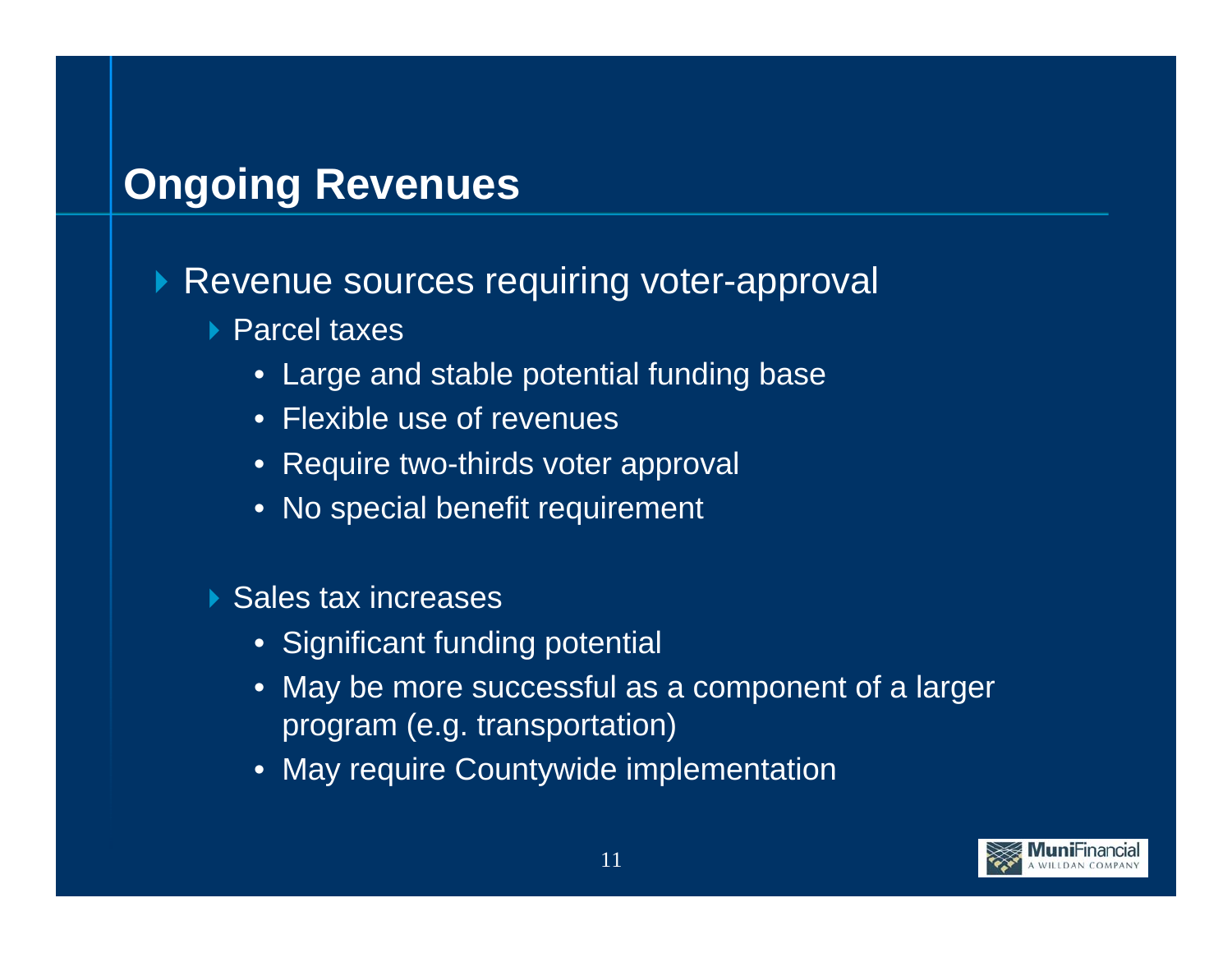## Ongoing Revenues

- Revenue sources requiring voter-approval
  - Parcel taxes
    - Large and stable potential funding base
    - Flexible use of revenues
    - Require two-thirds voter approval
    - No special benefit requirement
  - Sales tax increases
    - Significant funding potential
    - May be more successful as a component of a larger program (e.g. transportation)
    - May require Countywide implementation